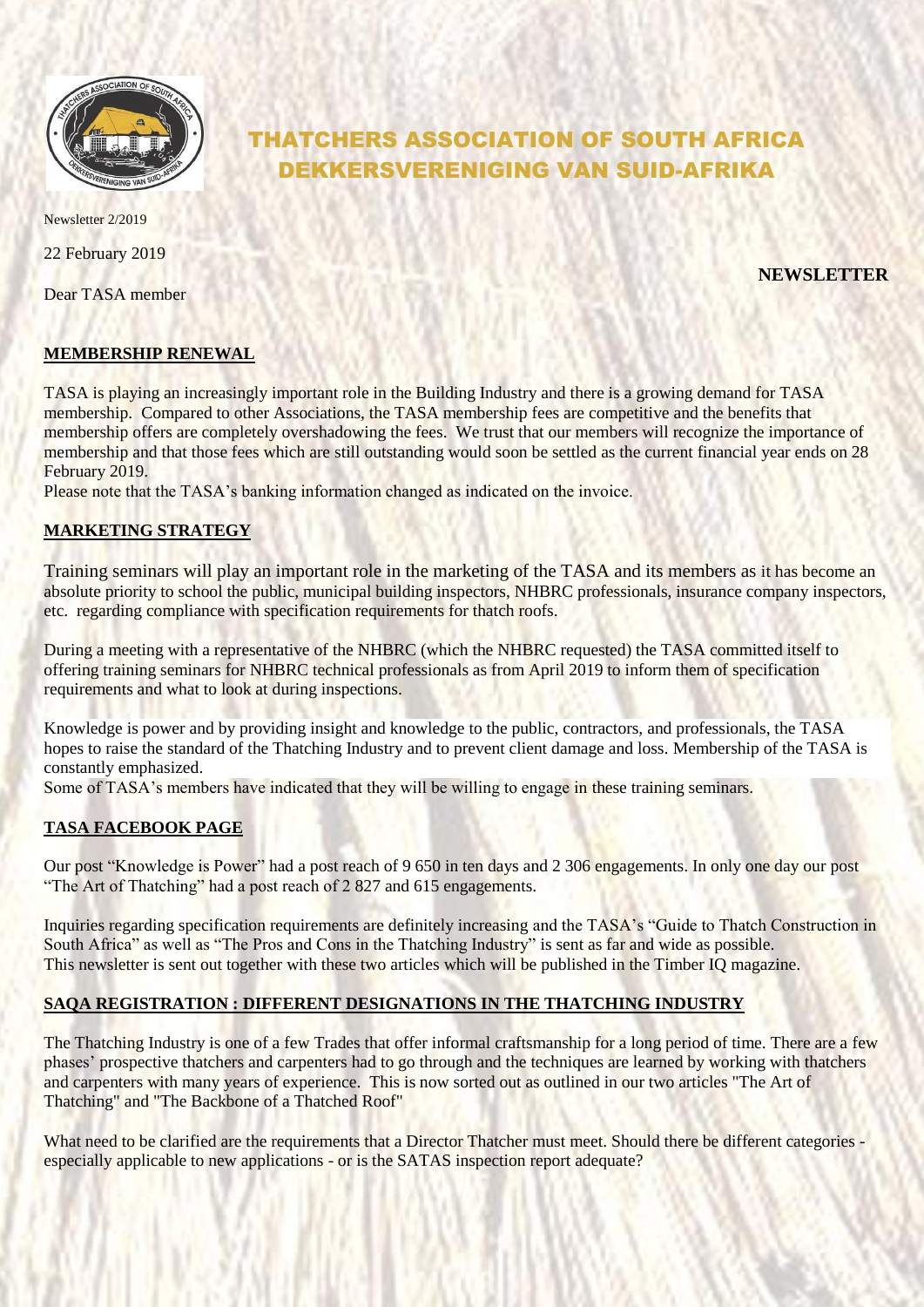# THATCHERS ASSOCIATION OF SOUTH AFRICA
# DEKKERSVERENIGING VAN SUID-AFRIKA

Newsletter 2/2019

22 February 2019

**NEWSLETTER**

Dear TASA member

## MEMBERSHIP RENEWAL

TASA is playing an increasingly important role in the Building Industry and there is a growing demand for TASA membership. Compared to other Associations, the TASA membership fees are competitive and the benefits that membership offers are completely overshadowing the fees. We trust that our members will recognize the importance of membership and that those fees which are still outstanding would soon be settled as the current financial year ends on 28 February 2019.
Please note that the TASA's banking information changed as indicated on the invoice.

## MARKETING STRATEGY

Training seminars will play an important role in the marketing of the TASA and its members as it has become an absolute priority to school the public, municipal building inspectors, NHBRC professionals, insurance company inspectors, etc. regarding compliance with specification requirements for thatch roofs.

During a meeting with a representative of the NHBRC (which the NHBRC requested) the TASA committed itself to offering training seminars for NHBRC technical professionals as from April 2019 to inform them of specification requirements and what to look at during inspections.

Knowledge is power and by providing insight and knowledge to the public, contractors, and professionals, the TASA hopes to raise the standard of the Thatching Industry and to prevent client damage and loss. Membership of the TASA is constantly emphasized.
Some of TASA's members have indicated that they will be willing to engage in these training seminars.

## TASA FACEBOOK PAGE

Our post "Knowledge is Power" had a post reach of 9 650 in ten days and 2 306 engagements. In only one day our post "The Art of Thatching" had a post reach of 2 827 and 615 engagements.

Inquiries regarding specification requirements are definitely increasing and the TASA's "Guide to Thatch Construction in South Africa" as well as "The Pros and Cons in the Thatching Industry" is sent as far and wide as possible.
This newsletter is sent out together with these two articles which will be published in the Timber IQ magazine.

## SAQA REGISTRATION : DIFFERENT DESIGNATIONS IN THE THATCHING INDUSTRY

The Thatching Industry is one of a few Trades that offer informal craftsmanship for a long period of time. There are a few phases' prospective thatchers and carpenters had to go through and the techniques are learned by working with thatchers and carpenters with many years of experience. This is now sorted out as outlined in our two articles "The Art of Thatching" and "The Backbone of a Thatched Roof"

What need to be clarified are the requirements that a Director Thatcher must meet. Should there be different categories - especially applicable to new applications - or is the SATAS inspection report adequate?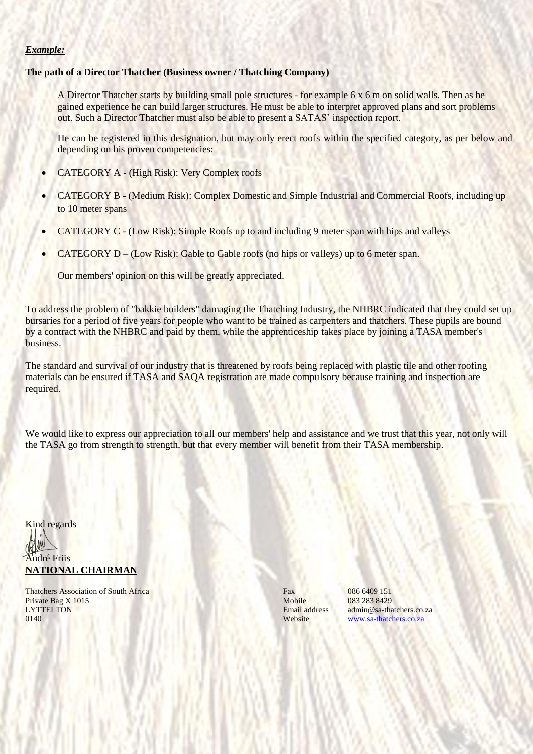***Example:***

**The path of a Director Thatcher (Business owner / Thatching Company)**

A Director Thatcher starts by building small pole structures - for example 6 x 6 m on solid walls. Then as he gained experience he can build larger structures. He must be able to interpret approved plans and sort problems out. Such a Director Thatcher must also be able to present a SATAS' inspection report.

He can be registered in this designation, but may only erect roofs within the specified category, as per below and depending on his proven competencies:

- CATEGORY A - (High Risk): Very Complex roofs
- CATEGORY B - (Medium Risk): Complex Domestic and Simple Industrial and Commercial Roofs, including up to 10 meter spans
- CATEGORY C - (Low Risk): Simple Roofs up to and including 9 meter span with hips and valleys
- CATEGORY D – (Low Risk): Gable to Gable roofs (no hips or valleys) up to 6 meter span.

Our members' opinion on this will be greatly appreciated.

To address the problem of "bakkie builders" damaging the Thatching Industry, the NHBRC indicated that they could set up bursaries for a period of five years for people who want to be trained as carpenters and thatchers. These pupils are bound by a contract with the NHBRC and paid by them, while the apprenticeship takes place by joining a TASA member's business.

The standard and survival of our industry that is threatened by roofs being replaced with plastic tile and other roofing materials can be ensured if TASA and SAQA registration are made compulsory because training and inspection are required.

We would like to express our appreciation to all our members' help and assistance and we trust that this year, not only will the TASA go from strength to strength, but that every member will benefit from their TASA membership.

Kind regards

André Friis
**NATIONAL CHAIRMAN**

Thatchers Association of South Africa
Private Bag X 1015
LYTTELTON
0140

Fax 086 6409 151
Mobile 083 283 8429
Email address admin@sa-thatchers.co.za
Website www.sa-thatchers.co.za